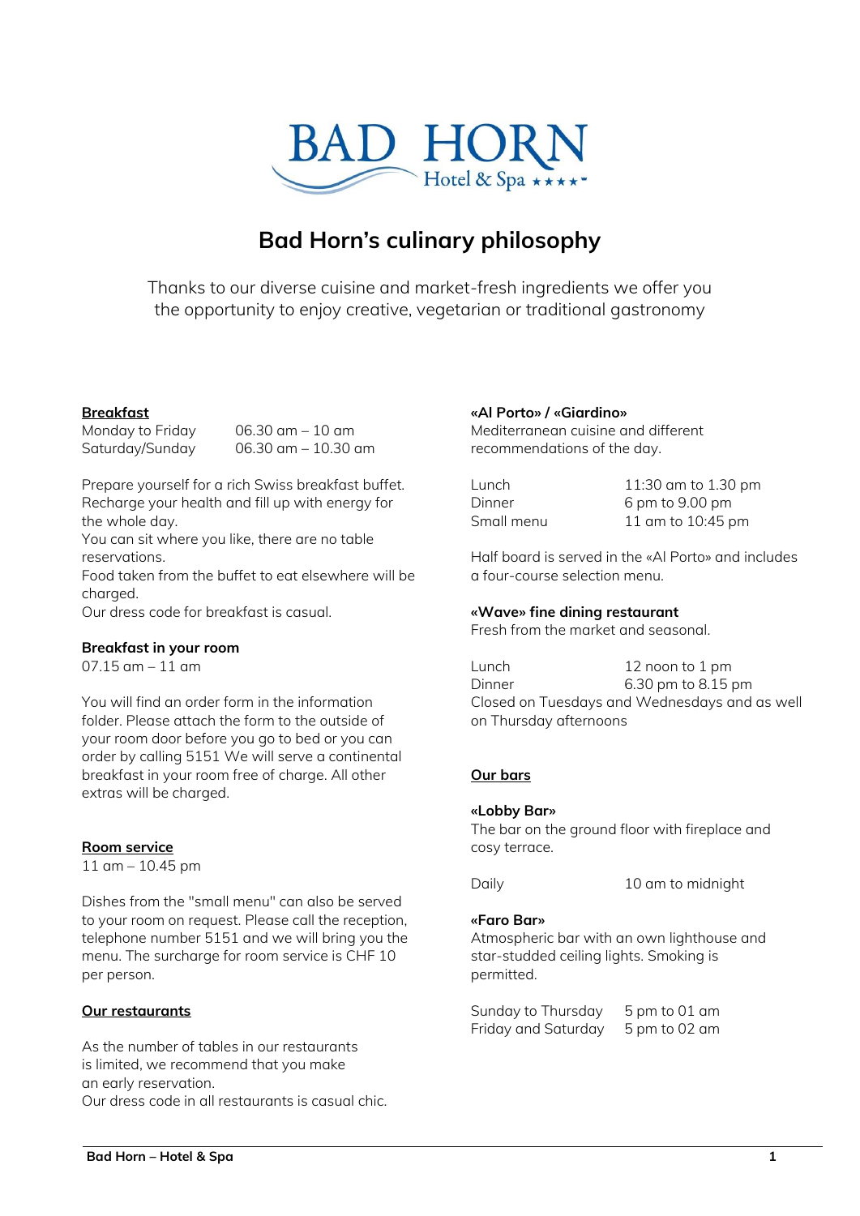BAD HORN
Hotel & Spa ★★★★

# Bad Horn's culinary philosophy

Thanks to our diverse cuisine and market-fresh ingredients we offer you the opportunity to enjoy creative, vegetarian or traditional gastronomy

## Breakfast

| | |
|---|---|
| Monday to Friday | 06.30 am – 10 am |
| Saturday/Sunday | 06.30 am – 10.30 am |

Prepare yourself for a rich Swiss breakfast buffet. Recharge your health and fill up with energy for the whole day.
You can sit where you like, there are no table reservations.
Food taken from the buffet to eat elsewhere will be charged.
Our dress code for breakfast is casual.

### Breakfast in your room

07.15 am – 11 am

You will find an order form in the information folder. Please attach the form to the outside of your room door before you go to bed or you can order by calling 5151 We will serve a continental breakfast in your room free of charge. All other extras will be charged.

## Room service

11 am – 10.45 pm

Dishes from the "small menu" can also be served to your room on request. Please call the reception, telephone number 5151 and we will bring you the menu. The surcharge for room service is CHF 10 per person.

## Our restaurants

As the number of tables in our restaurants is limited, we recommend that you make an early reservation.
Our dress code in all restaurants is casual chic.

### «Al Porto» / «Giardino»

Mediterranean cuisine and different recommendations of the day.

| | |
|---|---|
| Lunch | 11:30 am to 1.30 pm |
| Dinner | 6 pm to 9.00 pm |
| Small menu | 11 am to 10:45 pm |

Half board is served in the «Al Porto» and includes a four-course selection menu.

### «Wave» fine dining restaurant

Fresh from the market and seasonal.

| | |
|---|---|
| Lunch | 12 noon to 1 pm |
| Dinner | 6.30 pm to 8.15 pm |

Closed on Tuesdays and Wednesdays and as well on Thursday afternoons

## Our bars

### «Lobby Bar»

The bar on the ground floor with fireplace and cosy terrace.

| | |
|---|---|
| Daily | 10 am to midnight |

### «Faro Bar»

Atmospheric bar with an own lighthouse and star-studded ceiling lights. Smoking is permitted.

| | |
|---|---|
| Sunday to Thursday | 5 pm to 01 am |
| Friday and Saturday | 5 pm to 02 am |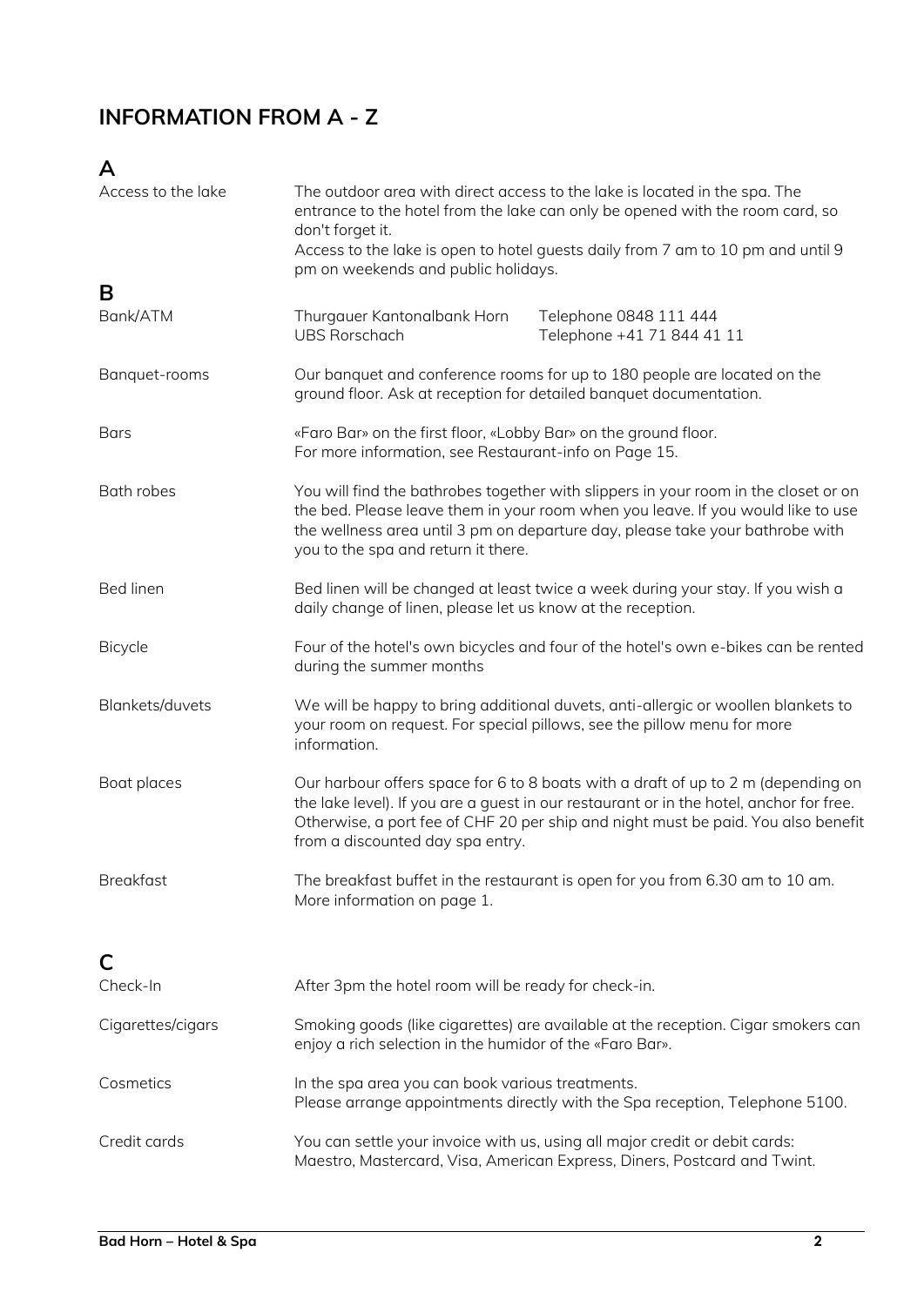# INFORMATION FROM A - Z

## A

**Access to the lake**

The outdoor area with direct access to the lake is located in the spa. The entrance to the hotel from the lake can only be opened with the room card, so don't forget it.
Access to the lake is open to hotel guests daily from 7 am to 10 pm and until 9 pm on weekends and public holidays.

## B

**Bank/ATM**

| | |
|---|---|
| Thurgauer Kantonalbank Horn | Telephone 0848 111 444 |
| UBS Rorschach | Telephone +41 71 844 41 11 |

**Banquet-rooms**

Our banquet and conference rooms for up to 180 people are located on the ground floor. Ask at reception for detailed banquet documentation.

**Bars**

«Faro Bar» on the first floor, «Lobby Bar» on the ground floor.
For more information, see Restaurant-info on Page 15.

**Bath robes**

You will find the bathrobes together with slippers in your room in the closet or on the bed. Please leave them in your room when you leave. If you would like to use the wellness area until 3 pm on departure day, please take your bathrobe with you to the spa and return it there.

**Bed linen**

Bed linen will be changed at least twice a week during your stay. If you wish a daily change of linen, please let us know at the reception.

**Bicycle**

Four of the hotel's own bicycles and four of the hotel's own e-bikes can be rented during the summer months

**Blankets/duvets**

We will be happy to bring additional duvets, anti-allergic or woollen blankets to your room on request. For special pillows, see the pillow menu for more information.

**Boat places**

Our harbour offers space for 6 to 8 boats with a draft of up to 2 m (depending on the lake level). If you are a guest in our restaurant or in the hotel, anchor for free. Otherwise, a port fee of CHF 20 per ship and night must be paid. You also benefit from a discounted day spa entry.

**Breakfast**

The breakfast buffet in the restaurant is open for you from 6.30 am to 10 am.
More information on page 1.

## C

**Check-In**

After 3pm the hotel room will be ready for check-in.

**Cigarettes/cigars**

Smoking goods (like cigarettes) are available at the reception. Cigar smokers can enjoy a rich selection in the humidor of the «Faro Bar».

**Cosmetics**

In the spa area you can book various treatments.
Please arrange appointments directly with the Spa reception, Telephone 5100.

**Credit cards**

You can settle your invoice with us, using all major credit or debit cards:
Maestro, Mastercard, Visa, American Express, Diners, Postcard and Twint.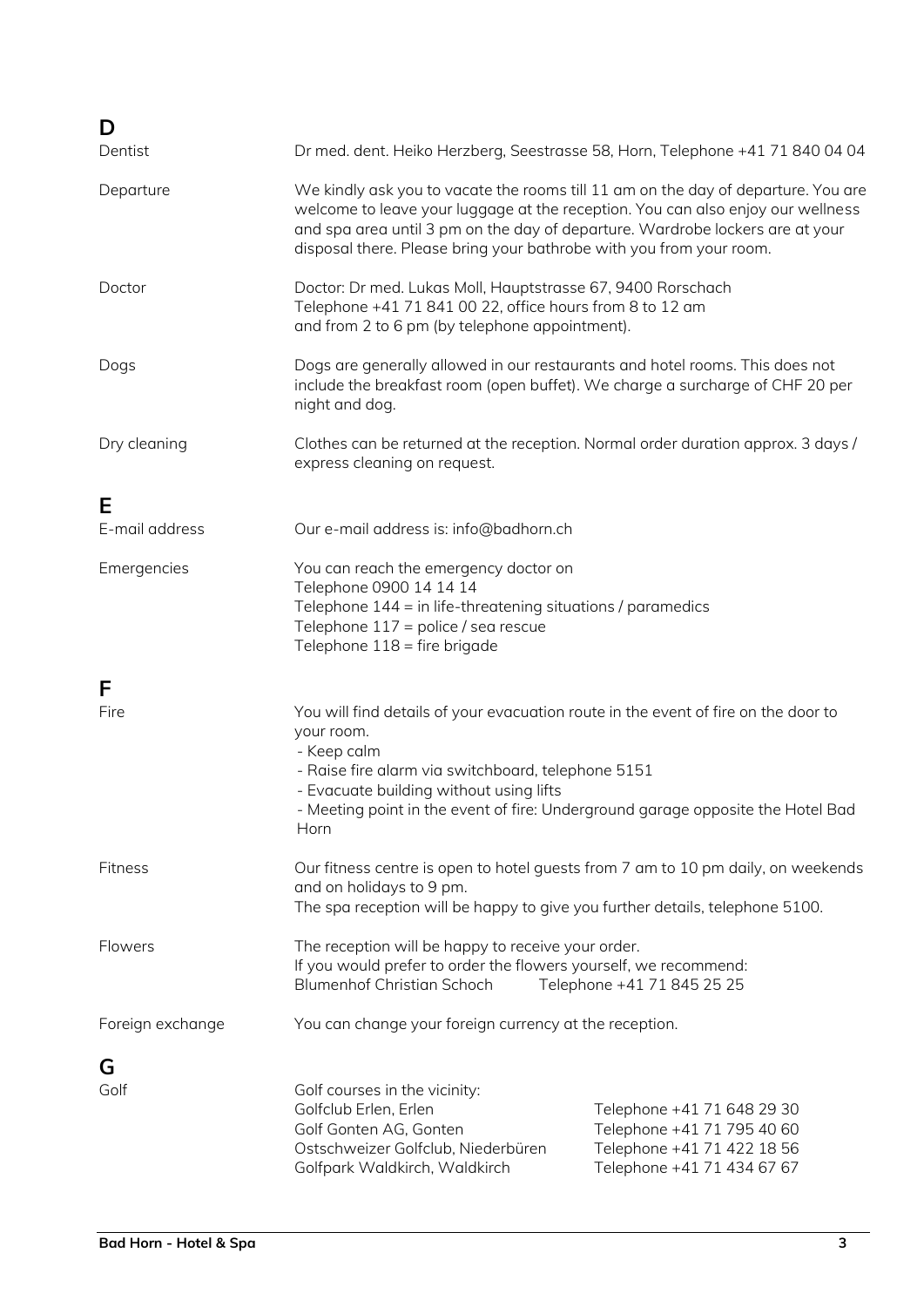## D

**Dentist**
Dr med. dent. Heiko Herzberg, Seestrasse 58, Horn, Telephone +41 71 840 04 04

**Departure**
We kindly ask you to vacate the rooms till 11 am on the day of departure. You are welcome to leave your luggage at the reception. You can also enjoy our wellness and spa area until 3 pm on the day of departure. Wardrobe lockers are at your disposal there. Please bring your bathrobe with you from your room.

**Doctor**
Doctor: Dr med. Lukas Moll, Hauptstrasse 67, 9400 Rorschach
Telephone +41 71 841 00 22, office hours from 8 to 12 am
and from 2 to 6 pm (by telephone appointment).

**Dogs**
Dogs are generally allowed in our restaurants and hotel rooms. This does not include the breakfast room (open buffet). We charge a surcharge of CHF 20 per night and dog.

**Dry cleaning**
Clothes can be returned at the reception. Normal order duration approx. 3 days / express cleaning on request.

## E

**E-mail address**
Our e-mail address is: info@badhorn.ch

**Emergencies**
You can reach the emergency doctor on
Telephone 0900 14 14 14
Telephone 144 = in life-threatening situations / paramedics
Telephone 117 = police / sea rescue
Telephone 118 = fire brigade

## F

**Fire**
You will find details of your evacuation route in the event of fire on the door to your room.
- Keep calm
- Raise fire alarm via switchboard, telephone 5151
- Evacuate building without using lifts
- Meeting point in the event of fire: Underground garage opposite the Hotel Bad Horn

**Fitness**
Our fitness centre is open to hotel guests from 7 am to 10 pm daily, on weekends and on holidays to 9 pm.
The spa reception will be happy to give you further details, telephone 5100.

**Flowers**
The reception will be happy to receive your order.
If you would prefer to order the flowers yourself, we recommend:
Blumenhof Christian Schoch  Telephone +41 71 845 25 25

**Foreign exchange**
You can change your foreign currency at the reception.

## G

**Golf**
Golf courses in the vicinity:

| | |
|---|---|
| Golfclub Erlen, Erlen | Telephone +41 71 648 29 30 |
| Golf Gonten AG, Gonten | Telephone +41 71 795 40 60 |
| Ostschweizer Golfclub, Niederbüren | Telephone +41 71 422 18 56 |
| Golfpark Waldkirch, Waldkirch | Telephone +41 71 434 67 67 |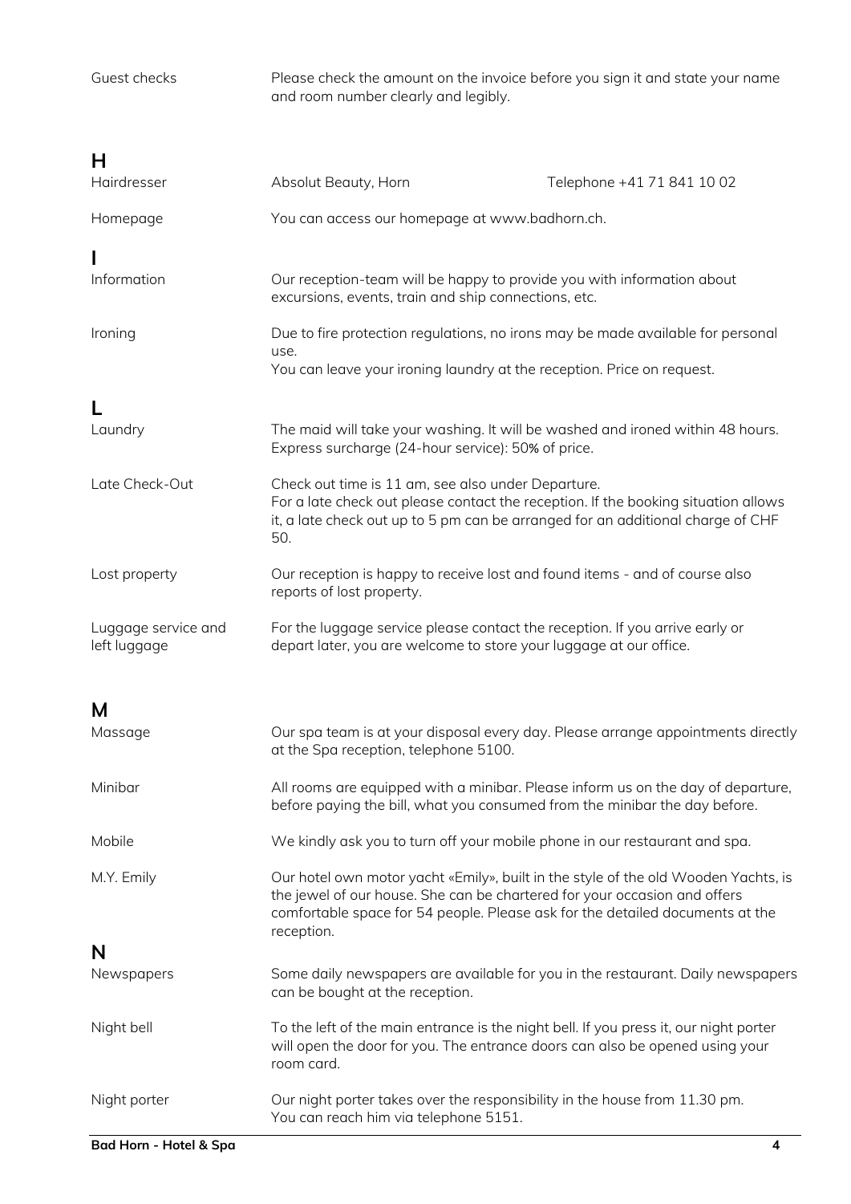| | |
|---|---|
| Guest checks | Please check the amount on the invoice before you sign it and state your name and room number clearly and legibly. |

## H

| | |
|---|---|
| Hairdresser | Absolut Beauty, Horn — Telephone +41 71 841 10 02 |
| Homepage | You can access our homepage at www.badhorn.ch. |

## I

| | |
|---|---|
| Information | Our reception-team will be happy to provide you with information about excursions, events, train and ship connections, etc. |
| Ironing | Due to fire protection regulations, no irons may be made available for personal use. You can leave your ironing laundry at the reception. Price on request. |

## L

| | |
|---|---|
| Laundry | The maid will take your washing. It will be washed and ironed within 48 hours. Express surcharge (24-hour service): 50% of price. |
| Late Check-Out | Check out time is 11 am, see also under Departure. For a late check out please contact the reception. If the booking situation allows it, a late check out up to 5 pm can be arranged for an additional charge of CHF 50. |
| Lost property | Our reception is happy to receive lost and found items - and of course also reports of lost property. |
| Luggage service and left luggage | For the luggage service please contact the reception. If you arrive early or depart later, you are welcome to store your luggage at our office. |

## M

| | |
|---|---|
| Massage | Our spa team is at your disposal every day. Please arrange appointments directly at the Spa reception, telephone 5100. |
| Minibar | All rooms are equipped with a minibar. Please inform us on the day of departure, before paying the bill, what you consumed from the minibar the day before. |
| Mobile | We kindly ask you to turn off your mobile phone in our restaurant and spa. |
| M.Y. Emily | Our hotel own motor yacht «Emily», built in the style of the old Wooden Yachts, is the jewel of our house. She can be chartered for your occasion and offers comfortable space for 54 people. Please ask for the detailed documents at the reception. |

## N

| | |
|---|---|
| Newspapers | Some daily newspapers are available for you in the restaurant. Daily newspapers can be bought at the reception. |
| Night bell | To the left of the main entrance is the night bell. If you press it, our night porter will open the door for you. The entrance doors can also be opened using your room card. |
| Night porter | Our night porter takes over the responsibility in the house from 11.30 pm. You can reach him via telephone 5151. |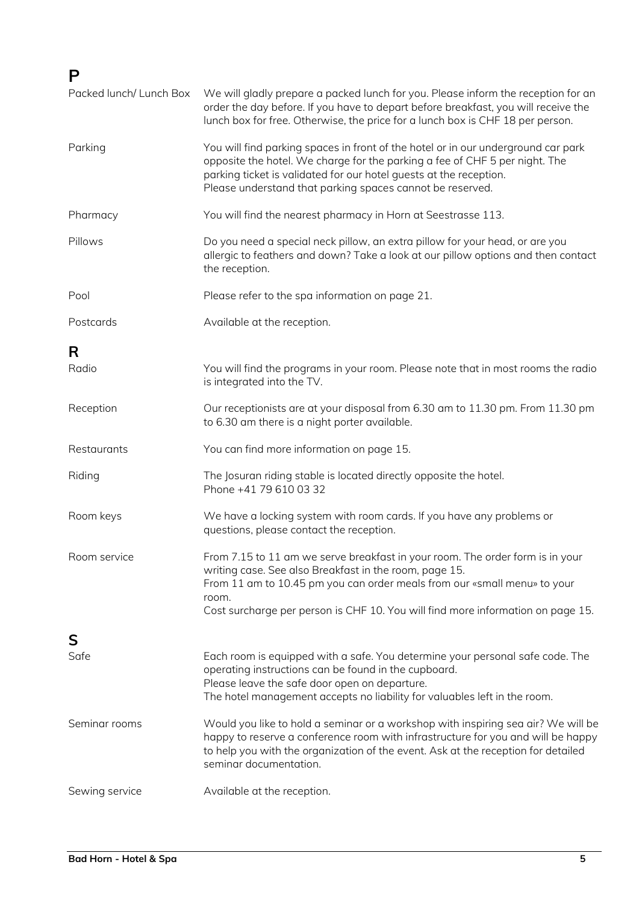## P

**Packed lunch/ Lunch Box**
We will gladly prepare a packed lunch for you. Please inform the reception for an order the day before. If you have to depart before breakfast, you will receive the lunch box for free. Otherwise, the price for a lunch box is CHF 18 per person.

**Parking**
You will find parking spaces in front of the hotel or in our underground car park opposite the hotel. We charge for the parking a fee of CHF 5 per night. The parking ticket is validated for our hotel guests at the reception.
Please understand that parking spaces cannot be reserved.

**Pharmacy**
You will find the nearest pharmacy in Horn at Seestrasse 113.

**Pillows**
Do you need a special neck pillow, an extra pillow for your head, or are you allergic to feathers and down? Take a look at our pillow options and then contact the reception.

**Pool**
Please refer to the spa information on page 21.

**Postcards**
Available at the reception.

## R

**Radio**
You will find the programs in your room. Please note that in most rooms the radio is integrated into the TV.

**Reception**
Our receptionists are at your disposal from 6.30 am to 11.30 pm. From 11.30 pm to 6.30 am there is a night porter available.

**Restaurants**
You can find more information on page 15.

**Riding**
The Josuran riding stable is located directly opposite the hotel.
Phone +41 79 610 03 32

**Room keys**
We have a locking system with room cards. If you have any problems or questions, please contact the reception.

**Room service**
From 7.15 to 11 am we serve breakfast in your room. The order form is in your writing case. See also Breakfast in the room, page 15.
From 11 am to 10.45 pm you can order meals from our «small menu» to your room.
Cost surcharge per person is CHF 10. You will find more information on page 15.

## S

**Safe**
Each room is equipped with a safe. You determine your personal safe code. The operating instructions can be found in the cupboard.
Please leave the safe door open on departure.
The hotel management accepts no liability for valuables left in the room.

**Seminar rooms**
Would you like to hold a seminar or a workshop with inspiring sea air? We will be happy to reserve a conference room with infrastructure for you and will be happy to help you with the organization of the event. Ask at the reception for detailed seminar documentation.

**Sewing service**
Available at the reception.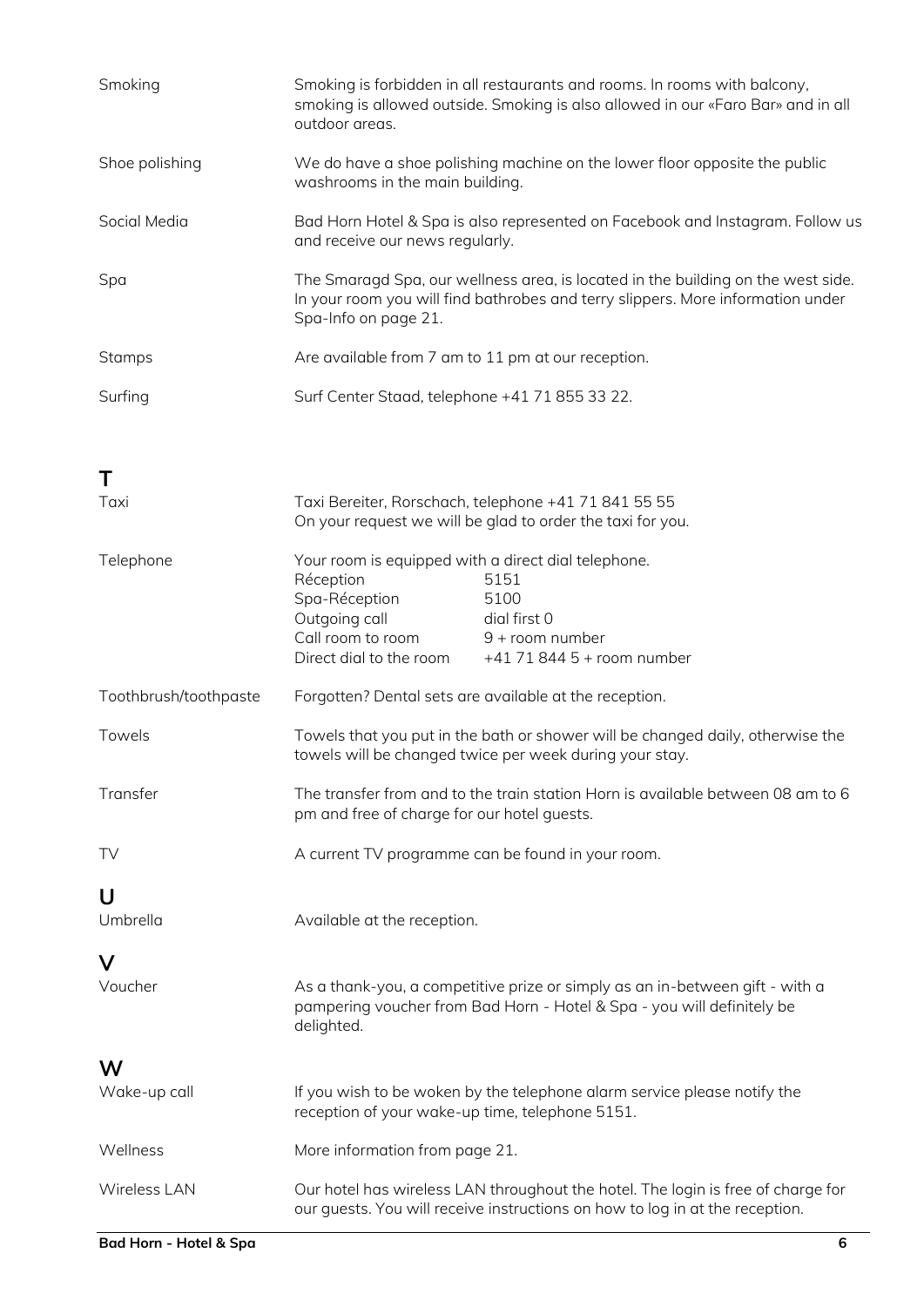| | |
|---|---|
| Smoking | Smoking is forbidden in all restaurants and rooms. In rooms with balcony, smoking is allowed outside. Smoking is also allowed in our «Faro Bar» and in all outdoor areas. |
| Shoe polishing | We do have a shoe polishing machine on the lower floor opposite the public washrooms in the main building. |
| Social Media | Bad Horn Hotel & Spa is also represented on Facebook and Instagram. Follow us and receive our news regularly. |
| Spa | The Smaragd Spa, our wellness area, is located in the building on the west side. In your room you will find bathrobes and terry slippers. More information under Spa-Info on page 21. |
| Stamps | Are available from 7 am to 11 pm at our reception. |
| Surfing | Surf Center Staad, telephone +41 71 855 33 22. |

## T

| | |
|---|---|
| Taxi | Taxi Bereiter, Rorschach, telephone +41 71 841 55 55<br>On your request we will be glad to order the taxi for you. |
| Telephone | Your room is equipped with a direct dial telephone.<br>Réception: 5151<br>Spa-Réception: 5100<br>Outgoing call: dial first 0<br>Call room to room: 9 + room number<br>Direct dial to the room: +41 71 844 5 + room number |
| Toothbrush/toothpaste | Forgotten? Dental sets are available at the reception. |
| Towels | Towels that you put in the bath or shower will be changed daily, otherwise the towels will be changed twice per week during your stay. |
| Transfer | The transfer from and to the train station Horn is available between 08 am to 6 pm and free of charge for our hotel guests. |
| TV | A current TV programme can be found in your room. |

## U

| | |
|---|---|
| Umbrella | Available at the reception. |

## V

| | |
|---|---|
| Voucher | As a thank-you, a competitive prize or simply as an in-between gift - with a pampering voucher from Bad Horn - Hotel & Spa - you will definitely be delighted. |

## W

| | |
|---|---|
| Wake-up call | If you wish to be woken by the telephone alarm service please notify the reception of your wake-up time, telephone 5151. |
| Wellness | More information from page 21. |
| Wireless LAN | Our hotel has wireless LAN throughout the hotel. The login is free of charge for our guests. You will receive instructions on how to log in at the reception. |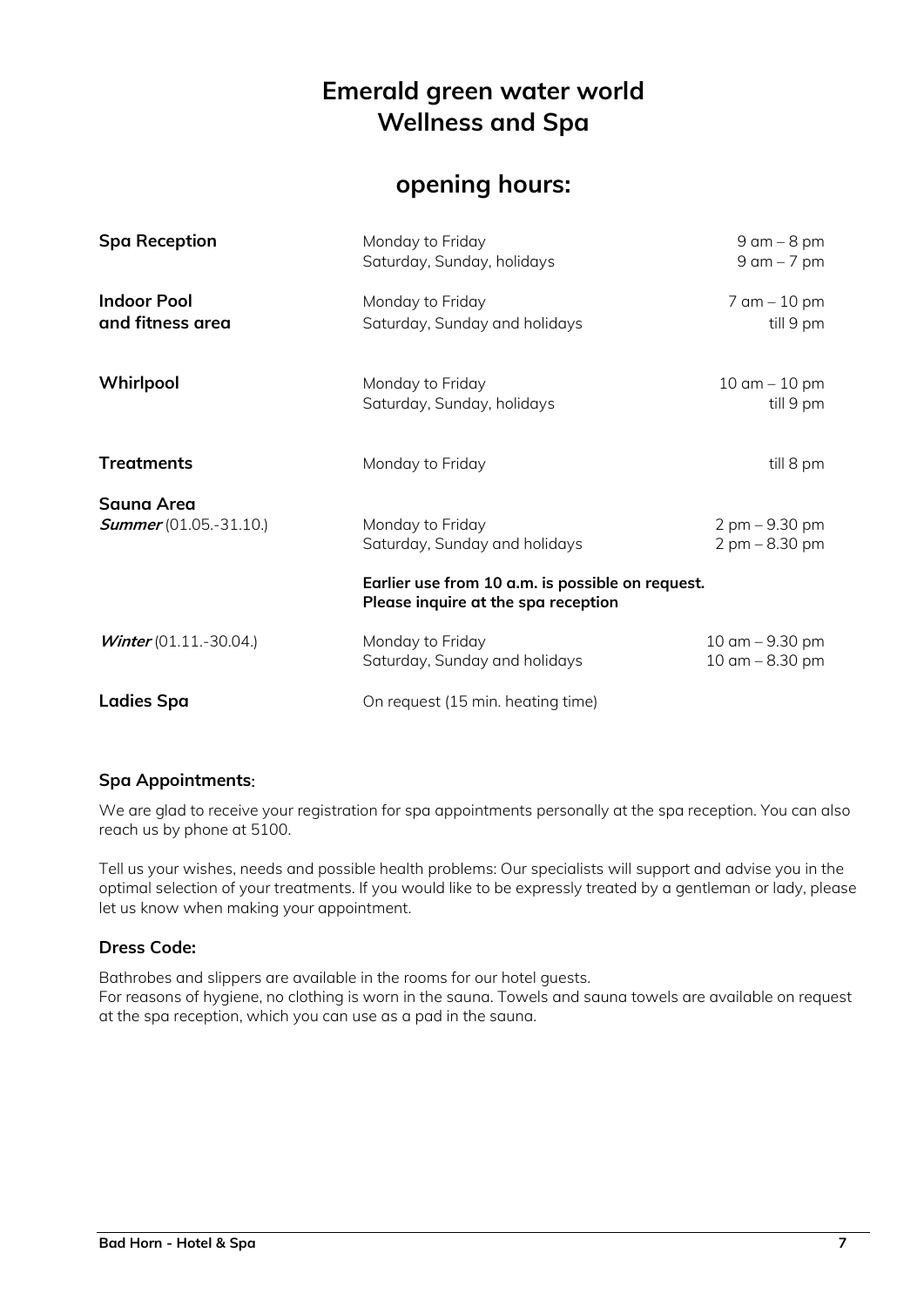# Emerald green water world
# Wellness and Spa

## opening hours:

| | | |
|---|---|---|
| **Spa Reception** | Monday to Friday<br>Saturday, Sunday, holidays | 9 am – 8 pm<br>9 am – 7 pm |
| **Indoor Pool and fitness area** | Monday to Friday<br>Saturday, Sunday and holidays | 7 am – 10 pm<br>till 9 pm |
| **Whirlpool** | Monday to Friday<br>Saturday, Sunday, holidays | 10 am – 10 pm<br>till 9 pm |
| **Treatments** | Monday to Friday | till 8 pm |
| **Sauna Area**<br>***Summer*** (01.05.-31.10.) | Monday to Friday<br>Saturday, Sunday and holidays | 2 pm – 9.30 pm<br>2 pm – 8.30 pm |
| | **Earlier use from 10 a.m. is possible on request. Please inquire at the spa reception** | |
| ***Winter*** (01.11.-30.04.) | Monday to Friday<br>Saturday, Sunday and holidays | 10 am – 9.30 pm<br>10 am – 8.30 pm |
| **Ladies Spa** | On request (15 min. heating time) | |

### Spa Appointments:

We are glad to receive your registration for spa appointments personally at the spa reception. You can also reach us by phone at 5100.

Tell us your wishes, needs and possible health problems: Our specialists will support and advise you in the optimal selection of your treatments. If you would like to be expressly treated by a gentleman or lady, please let us know when making your appointment.

### Dress Code:

Bathrobes and slippers are available in the rooms for our hotel guests.
For reasons of hygiene, no clothing is worn in the sauna. Towels and sauna towels are available on request at the spa reception, which you can use as a pad in the sauna.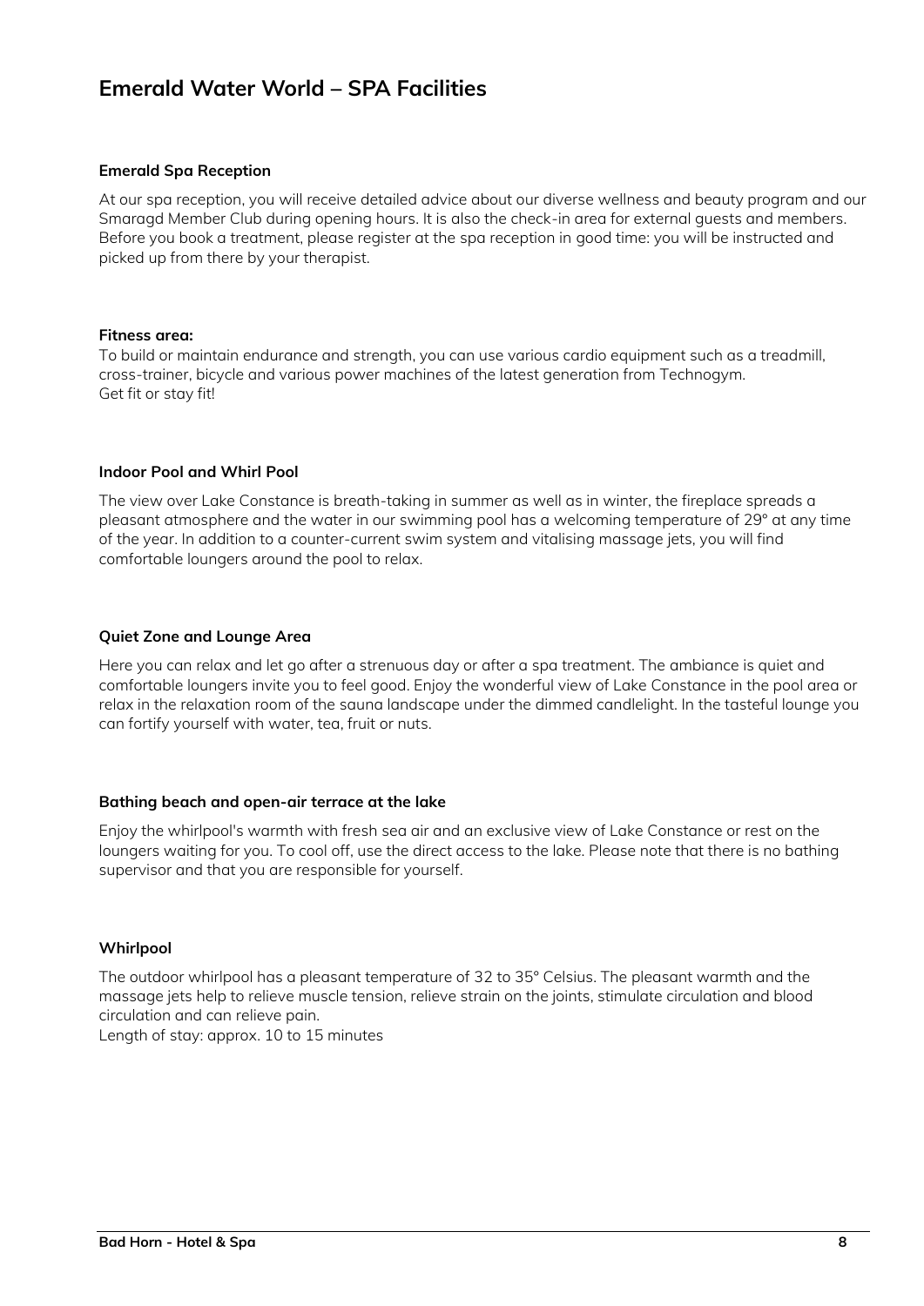# Emerald Water World – SPA Facilities

### Emerald Spa Reception

At our spa reception, you will receive detailed advice about our diverse wellness and beauty program and our Smaragd Member Club during opening hours. It is also the check-in area for external guests and members. Before you book a treatment, please register at the spa reception in good time: you will be instructed and picked up from there by your therapist.

### Fitness area:

To build or maintain endurance and strength, you can use various cardio equipment such as a treadmill, cross-trainer, bicycle and various power machines of the latest generation from Technogym.
Get fit or stay fit!

### Indoor Pool and Whirl Pool

The view over Lake Constance is breath-taking in summer as well as in winter, the fireplace spreads a pleasant atmosphere and the water in our swimming pool has a welcoming temperature of 29° at any time of the year. In addition to a counter-current swim system and vitalising massage jets, you will find comfortable loungers around the pool to relax.

### Quiet Zone and Lounge Area

Here you can relax and let go after a strenuous day or after a spa treatment. The ambiance is quiet and comfortable loungers invite you to feel good. Enjoy the wonderful view of Lake Constance in the pool area or relax in the relaxation room of the sauna landscape under the dimmed candlelight. In the tasteful lounge you can fortify yourself with water, tea, fruit or nuts.

### Bathing beach and open-air terrace at the lake

Enjoy the whirlpool's warmth with fresh sea air and an exclusive view of Lake Constance or rest on the loungers waiting for you. To cool off, use the direct access to the lake. Please note that there is no bathing supervisor and that you are responsible for yourself.

### Whirlpool

The outdoor whirlpool has a pleasant temperature of 32 to 35° Celsius. The pleasant warmth and the massage jets help to relieve muscle tension, relieve strain on the joints, stimulate circulation and blood circulation and can relieve pain.
Length of stay: approx. 10 to 15 minutes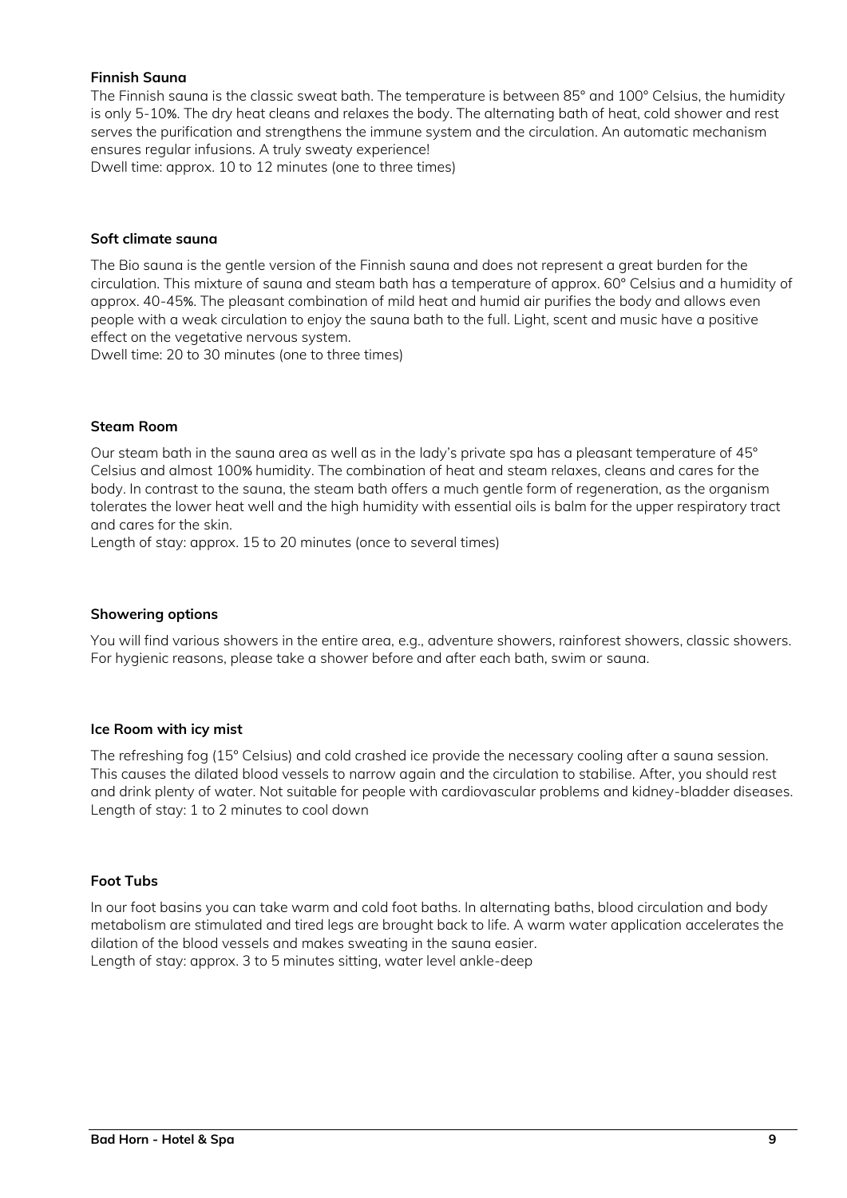**Finnish Sauna**

The Finnish sauna is the classic sweat bath. The temperature is between 85° and 100° Celsius, the humidity is only 5-10%. The dry heat cleans and relaxes the body. The alternating bath of heat, cold shower and rest serves the purification and strengthens the immune system and the circulation. An automatic mechanism ensures regular infusions. A truly sweaty experience!
Dwell time: approx. 10 to 12 minutes (one to three times)

**Soft climate sauna**

The Bio sauna is the gentle version of the Finnish sauna and does not represent a great burden for the circulation. This mixture of sauna and steam bath has a temperature of approx. 60° Celsius and a humidity of approx. 40-45%. The pleasant combination of mild heat and humid air purifies the body and allows even people with a weak circulation to enjoy the sauna bath to the full. Light, scent and music have a positive effect on the vegetative nervous system.
Dwell time: 20 to 30 minutes (one to three times)

**Steam Room**

Our steam bath in the sauna area as well as in the lady's private spa has a pleasant temperature of 45° Celsius and almost 100% humidity. The combination of heat and steam relaxes, cleans and cares for the body. In contrast to the sauna, the steam bath offers a much gentle form of regeneration, as the organism tolerates the lower heat well and the high humidity with essential oils is balm for the upper respiratory tract and cares for the skin.
Length of stay: approx. 15 to 20 minutes (once to several times)

**Showering options**

You will find various showers in the entire area, e.g., adventure showers, rainforest showers, classic showers. For hygienic reasons, please take a shower before and after each bath, swim or sauna.

**Ice Room with icy mist**

The refreshing fog (15° Celsius) and cold crashed ice provide the necessary cooling after a sauna session. This causes the dilated blood vessels to narrow again and the circulation to stabilise. After, you should rest and drink plenty of water. Not suitable for people with cardiovascular problems and kidney-bladder diseases.
Length of stay: 1 to 2 minutes to cool down

**Foot Tubs**

In our foot basins you can take warm and cold foot baths. In alternating baths, blood circulation and body metabolism are stimulated and tired legs are brought back to life. A warm water application accelerates the dilation of the blood vessels and makes sweating in the sauna easier.
Length of stay: approx. 3 to 5 minutes sitting, water level ankle-deep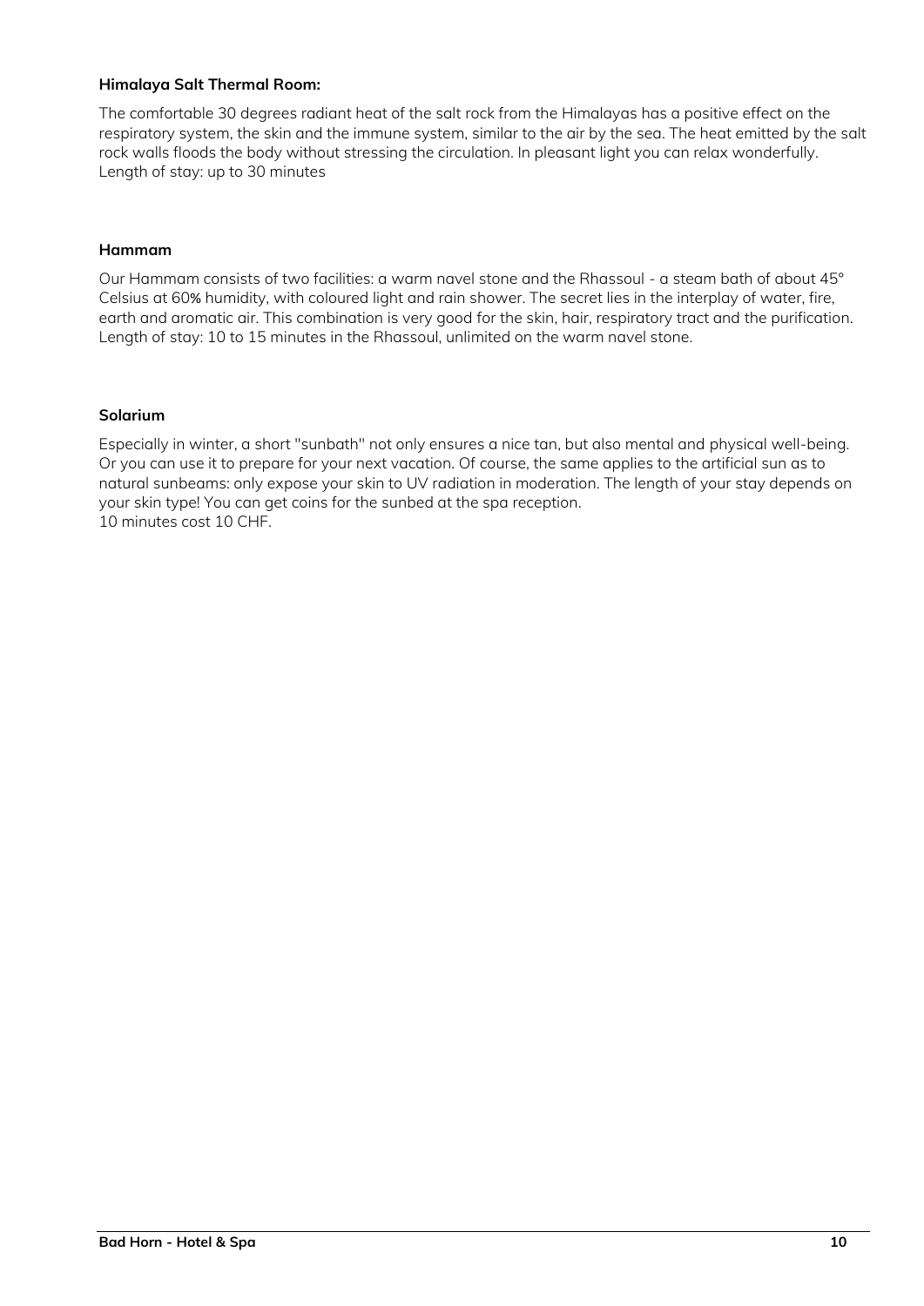**Himalaya Salt Thermal Room:**

The comfortable 30 degrees radiant heat of the salt rock from the Himalayas has a positive effect on the respiratory system, the skin and the immune system, similar to the air by the sea. The heat emitted by the salt rock walls floods the body without stressing the circulation. In pleasant light you can relax wonderfully.
Length of stay: up to 30 minutes

**Hammam**

Our Hammam consists of two facilities: a warm navel stone and the Rhassoul - a steam bath of about 45° Celsius at 60% humidity, with coloured light and rain shower. The secret lies in the interplay of water, fire, earth and aromatic air. This combination is very good for the skin, hair, respiratory tract and the purification.
Length of stay: 10 to 15 minutes in the Rhassoul, unlimited on the warm navel stone.

**Solarium**

Especially in winter, a short "sunbath" not only ensures a nice tan, but also mental and physical well-being. Or you can use it to prepare for your next vacation. Of course, the same applies to the artificial sun as to natural sunbeams: only expose your skin to UV radiation in moderation. The length of your stay depends on your skin type! You can get coins for the sunbed at the spa reception.
10 minutes cost 10 CHF.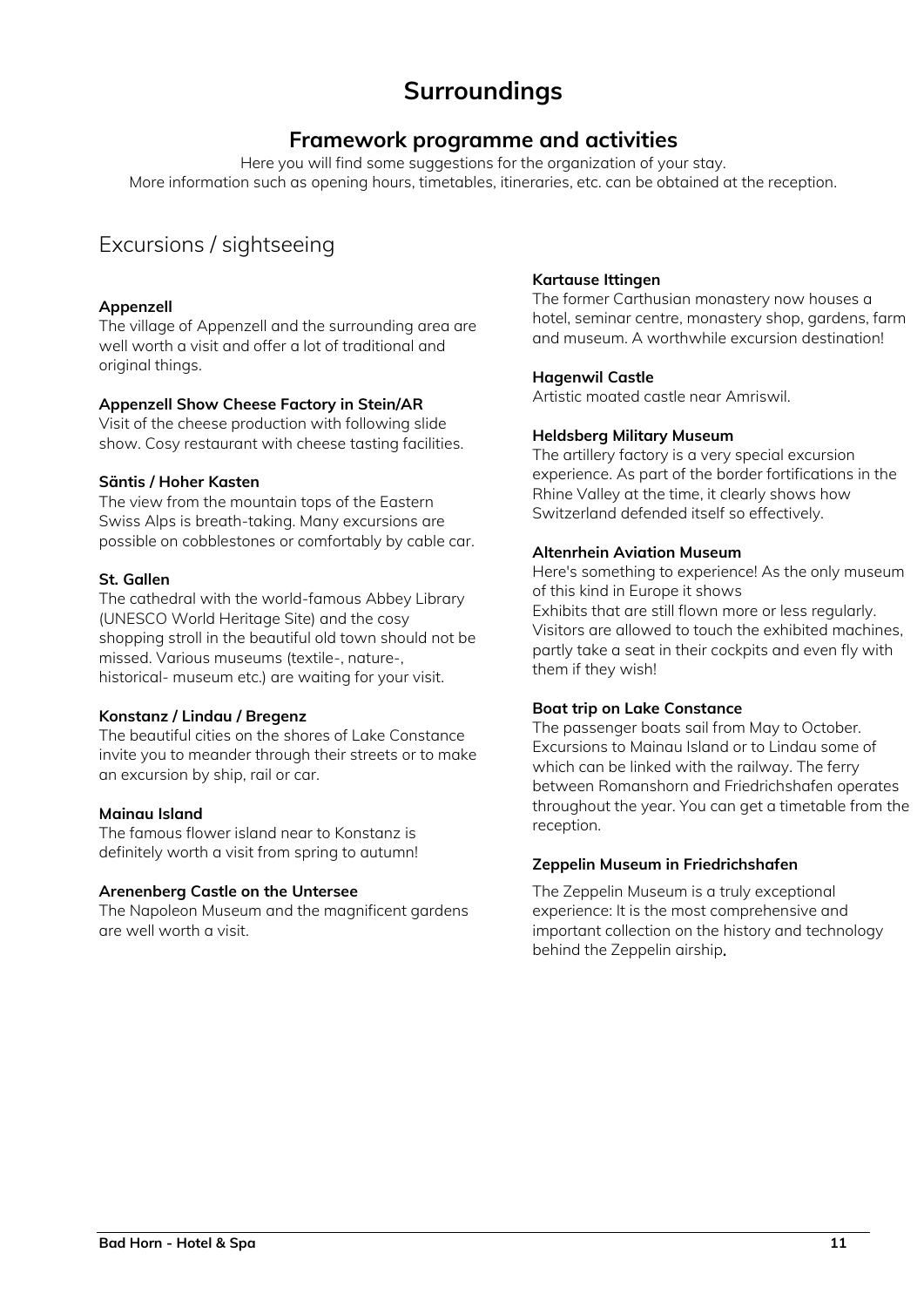# Surroundings

## Framework programme and activities

Here you will find some suggestions for the organization of your stay.
More information such as opening hours, timetables, itineraries, etc. can be obtained at the reception.

### Excursions / sightseeing

**Appenzell**
The village of Appenzell and the surrounding area are well worth a visit and offer a lot of traditional and original things.

**Appenzell Show Cheese Factory in Stein/AR**
Visit of the cheese production with following slide show. Cosy restaurant with cheese tasting facilities.

**Säntis / Hoher Kasten**
The view from the mountain tops of the Eastern Swiss Alps is breath-taking. Many excursions are possible on cobblestones or comfortably by cable car.

**St. Gallen**
The cathedral with the world-famous Abbey Library (UNESCO World Heritage Site) and the cosy shopping stroll in the beautiful old town should not be missed. Various museums (textile-, nature-, historical- museum etc.) are waiting for your visit.

**Konstanz / Lindau / Bregenz**
The beautiful cities on the shores of Lake Constance invite you to meander through their streets or to make an excursion by ship, rail or car.

**Mainau Island**
The famous flower island near to Konstanz is definitely worth a visit from spring to autumn!

**Arenenberg Castle on the Untersee**
The Napoleon Museum and the magnificent gardens are well worth a visit.

**Kartause Ittingen**
The former Carthusian monastery now houses a hotel, seminar centre, monastery shop, gardens, farm and museum. A worthwhile excursion destination!

**Hagenwil Castle**
Artistic moated castle near Amriswil.

**Heldsberg Military Museum**
The artillery factory is a very special excursion experience. As part of the border fortifications in the Rhine Valley at the time, it clearly shows how Switzerland defended itself so effectively.

**Altenrhein Aviation Museum**
Here's something to experience! As the only museum of this kind in Europe it shows
Exhibits that are still flown more or less regularly. Visitors are allowed to touch the exhibited machines, partly take a seat in their cockpits and even fly with them if they wish!

**Boat trip on Lake Constance**
The passenger boats sail from May to October. Excursions to Mainau Island or to Lindau some of which can be linked with the railway. The ferry between Romanshorn and Friedrichshafen operates throughout the year. You can get a timetable from the reception.

**Zeppelin Museum in Friedrichshafen**

The Zeppelin Museum is a truly exceptional experience: It is the most comprehensive and important collection on the history and technology behind the Zeppelin airship.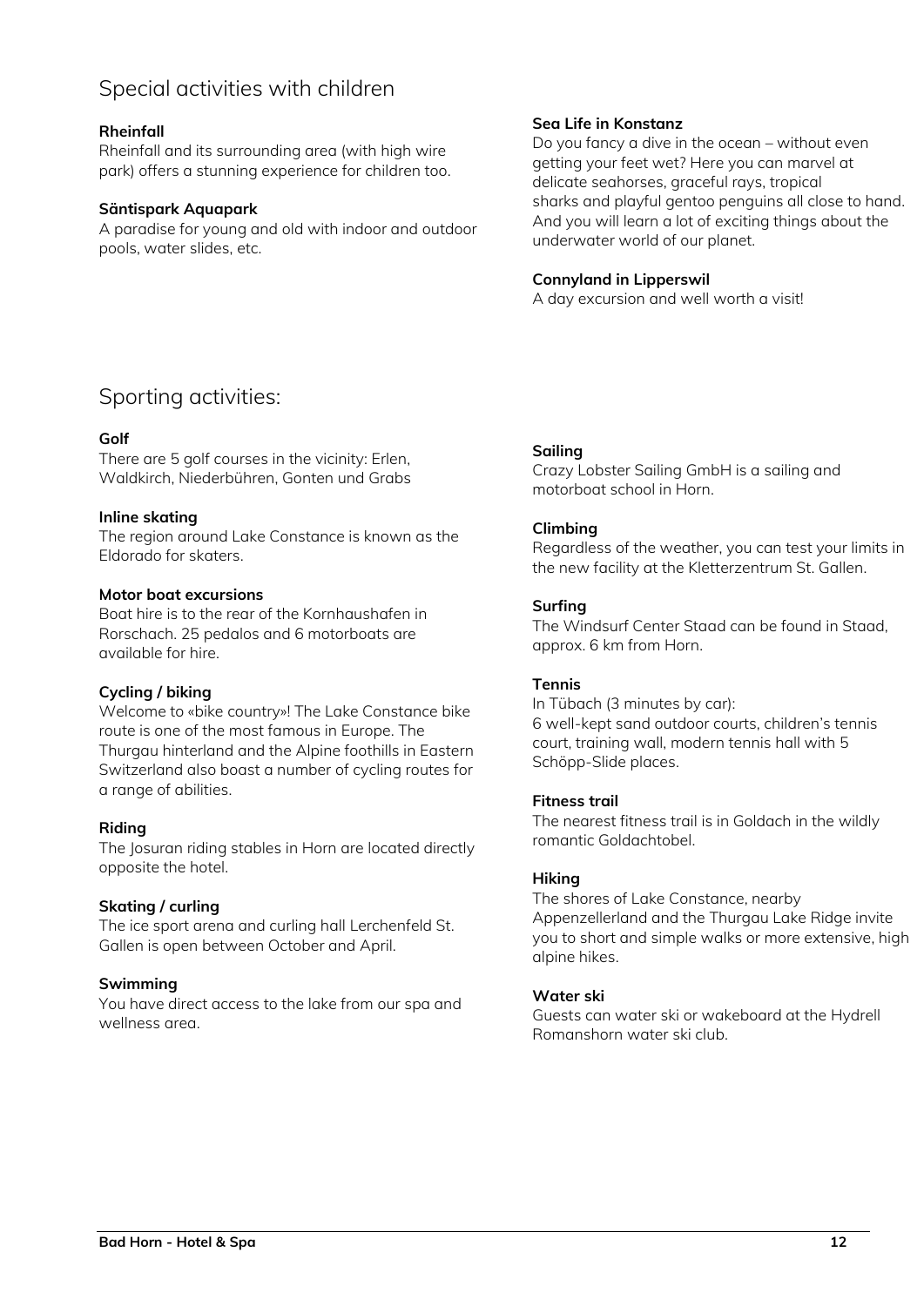## Special activities with children

**Rheinfall**
Rheinfall and its surrounding area (with high wire park) offers a stunning experience for children too.

**Säntispark Aquapark**
A paradise for young and old with indoor and outdoor pools, water slides, etc.

**Sea Life in Konstanz**
Do you fancy a dive in the ocean – without even getting your feet wet? Here you can marvel at delicate seahorses, graceful rays, tropical sharks and playful gentoo penguins all close to hand. And you will learn a lot of exciting things about the underwater world of our planet.

**Connyland in Lipperswil**
A day excursion and well worth a visit!

## Sporting activities:

**Golf**
There are 5 golf courses in the vicinity: Erlen, Waldkirch, Niederbühren, Gonten und Grabs

**Inline skating**
The region around Lake Constance is known as the Eldorado for skaters.

**Motor boat excursions**
Boat hire is to the rear of the Kornhaushafen in Rorschach. 25 pedalos and 6 motorboats are available for hire.

**Cycling / biking**
Welcome to «bike country»! The Lake Constance bike route is one of the most famous in Europe. The Thurgau hinterland and the Alpine foothills in Eastern Switzerland also boast a number of cycling routes for a range of abilities.

**Riding**
The Josuran riding stables in Horn are located directly opposite the hotel.

**Skating / curling**
The ice sport arena and curling hall Lerchenfeld St. Gallen is open between October and April.

**Swimming**
You have direct access to the lake from our spa and wellness area.

**Sailing**
Crazy Lobster Sailing GmbH is a sailing and motorboat school in Horn.

**Climbing**
Regardless of the weather, you can test your limits in the new facility at the Kletterzentrum St. Gallen.

**Surfing**
The Windsurf Center Staad can be found in Staad, approx. 6 km from Horn.

**Tennis**
In Tübach (3 minutes by car):
6 well-kept sand outdoor courts, children's tennis court, training wall, modern tennis hall with 5 Schöpp-Slide places.

**Fitness trail**
The nearest fitness trail is in Goldach in the wildly romantic Goldachtobel.

**Hiking**
The shores of Lake Constance, nearby Appenzellerland and the Thurgau Lake Ridge invite you to short and simple walks or more extensive, high alpine hikes.

**Water ski**
Guests can water ski or wakeboard at the Hydrell Romanshorn water ski club.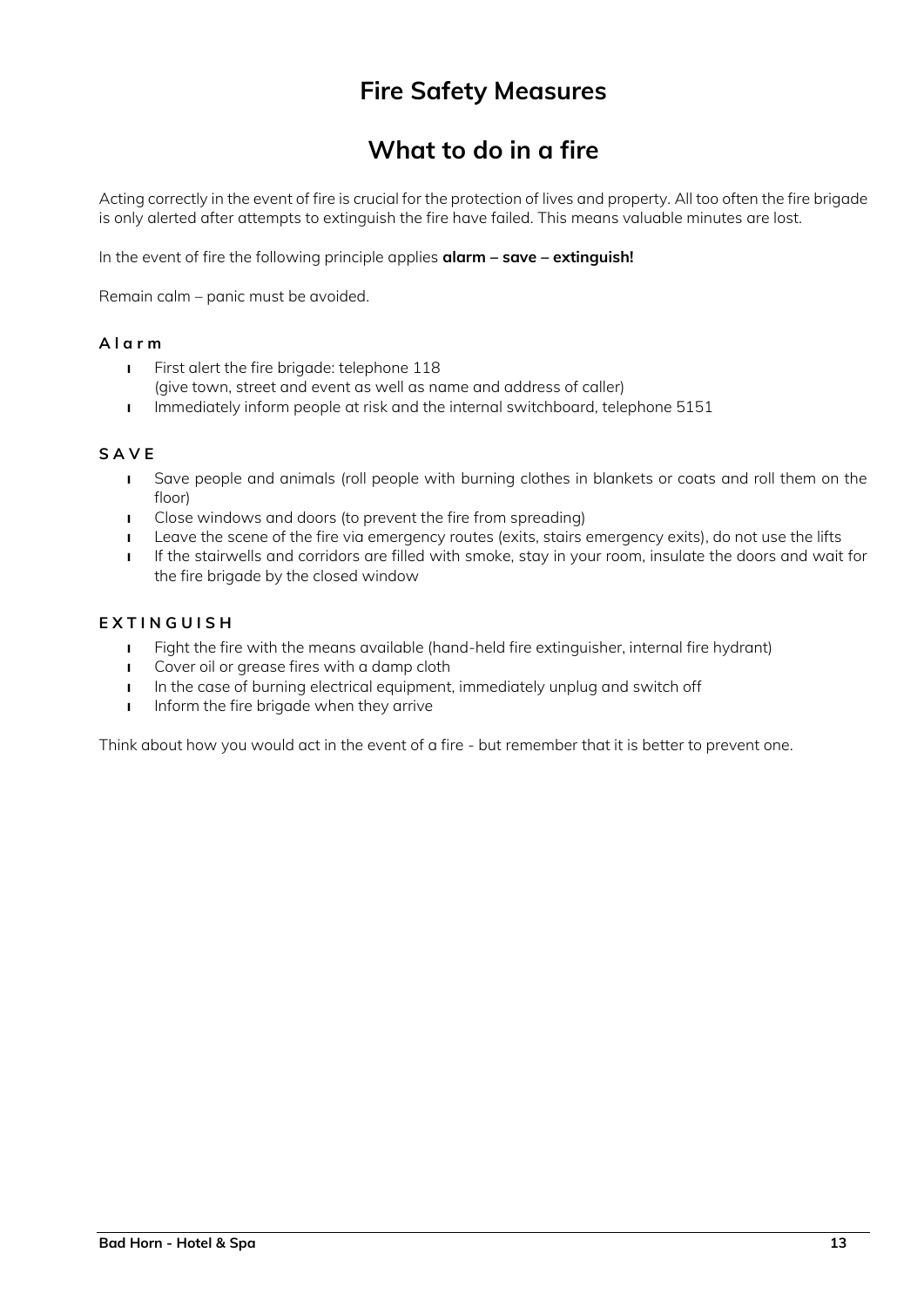# Fire Safety Measures

## What to do in a fire

Acting correctly in the event of fire is crucial for the protection of lives and property. All too often the fire brigade is only alerted after attempts to extinguish the fire have failed. This means valuable minutes are lost.

In the event of fire the following principle applies **alarm – save – extinguish!**

Remain calm – panic must be avoided.

### Alarm

- First alert the fire brigade: telephone 118
  (give town, street and event as well as name and address of caller)
- Immediately inform people at risk and the internal switchboard, telephone 5151

### SAVE

- Save people and animals (roll people with burning clothes in blankets or coats and roll them on the floor)
- Close windows and doors (to prevent the fire from spreading)
- Leave the scene of the fire via emergency routes (exits, stairs emergency exits), do not use the lifts
- If the stairwells and corridors are filled with smoke, stay in your room, insulate the doors and wait for the fire brigade by the closed window

### EXTINGUISH

- Fight the fire with the means available (hand-held fire extinguisher, internal fire hydrant)
- Cover oil or grease fires with a damp cloth
- In the case of burning electrical equipment, immediately unplug and switch off
- Inform the fire brigade when they arrive

Think about how you would act in the event of a fire - but remember that it is better to prevent one.